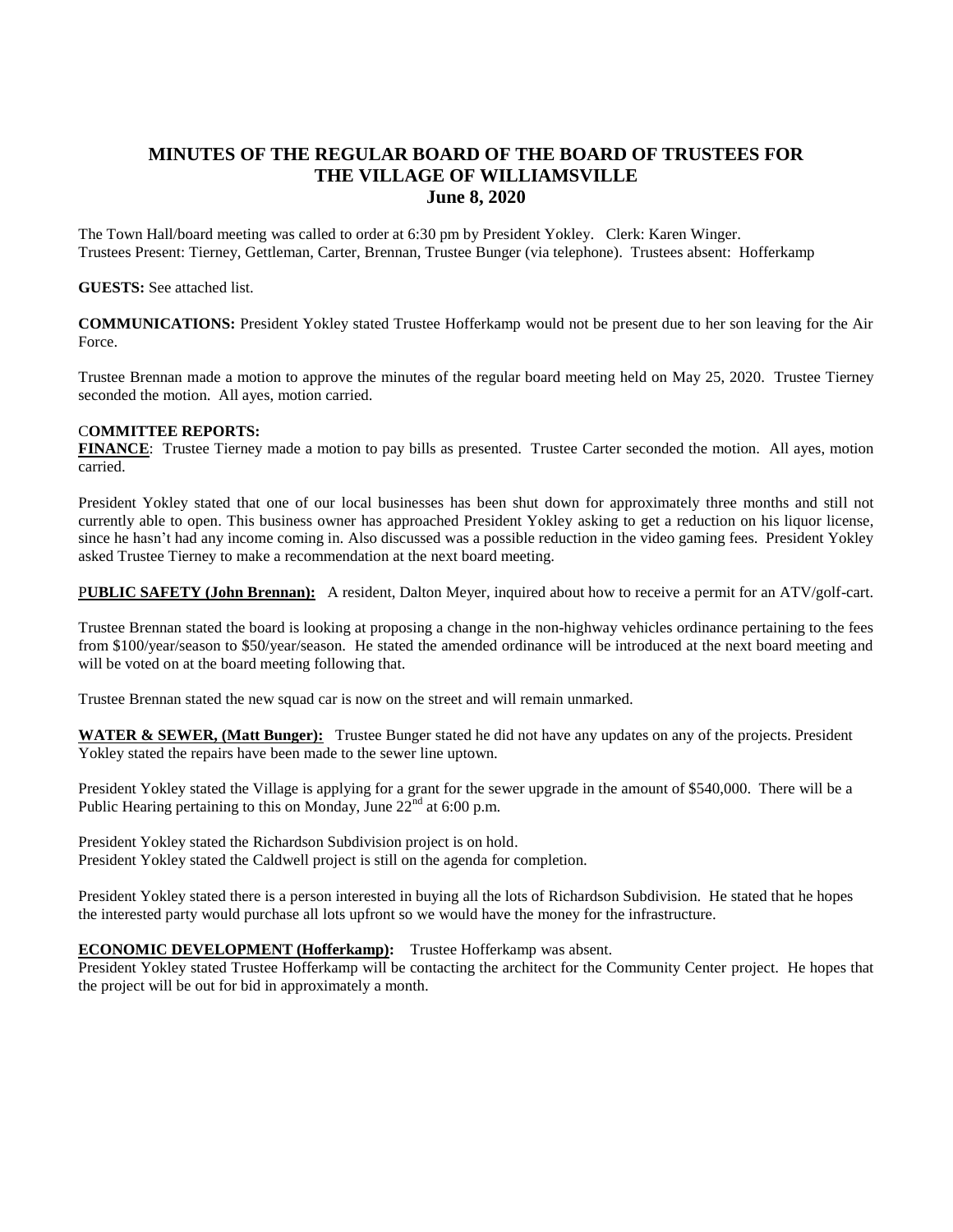# MINUTES OF THE REGULAR BOARD OF THE BOARD OF TRUSTEES FOR THE VILLAGE OF WILLIAMSVILLE
## June 8, 2020

The Town Hall/board meeting was called to order at 6:30 pm by President Yokley. Clerk: Karen Winger.
Trustees Present: Tierney, Gettleman, Carter, Brennan, Trustee Bunger (via telephone). Trustees absent: Hofferkamp

**GUESTS:** See attached list.

**COMMUNICATIONS:** President Yokley stated Trustee Hofferkamp would not be present due to her son leaving for the Air Force.

Trustee Brennan made a motion to approve the minutes of the regular board meeting held on May 25, 2020. Trustee Tierney seconded the motion. All ayes, motion carried.

**COMMITTEE REPORTS:**

**FINANCE**: Trustee Tierney made a motion to pay bills as presented. Trustee Carter seconded the motion. All ayes, motion carried.

President Yokley stated that one of our local businesses has been shut down for approximately three months and still not currently able to open. This business owner has approached President Yokley asking to get a reduction on his liquor license, since he hasn't had any income coming in. Also discussed was a possible reduction in the video gaming fees. President Yokley asked Trustee Tierney to make a recommendation at the next board meeting.

**PUBLIC SAFETY (John Brennan):** A resident, Dalton Meyer, inquired about how to receive a permit for an ATV/golf-cart.

Trustee Brennan stated the board is looking at proposing a change in the non-highway vehicles ordinance pertaining to the fees from $100/year/season to $50/year/season. He stated the amended ordinance will be introduced at the next board meeting and will be voted on at the board meeting following that.

Trustee Brennan stated the new squad car is now on the street and will remain unmarked.

**WATER & SEWER, (Matt Bunger):** Trustee Bunger stated he did not have any updates on any of the projects. President Yokley stated the repairs have been made to the sewer line uptown.

President Yokley stated the Village is applying for a grant for the sewer upgrade in the amount of $540,000. There will be a Public Hearing pertaining to this on Monday, June 22nd at 6:00 p.m.

President Yokley stated the Richardson Subdivision project is on hold.
President Yokley stated the Caldwell project is still on the agenda for completion.

President Yokley stated there is a person interested in buying all the lots of Richardson Subdivision. He stated that he hopes the interested party would purchase all lots upfront so we would have the money for the infrastructure.

**ECONOMIC DEVELOPMENT (Hofferkamp):** Trustee Hofferkamp was absent.
President Yokley stated Trustee Hofferkamp will be contacting the architect for the Community Center project. He hopes that the project will be out for bid in approximately a month.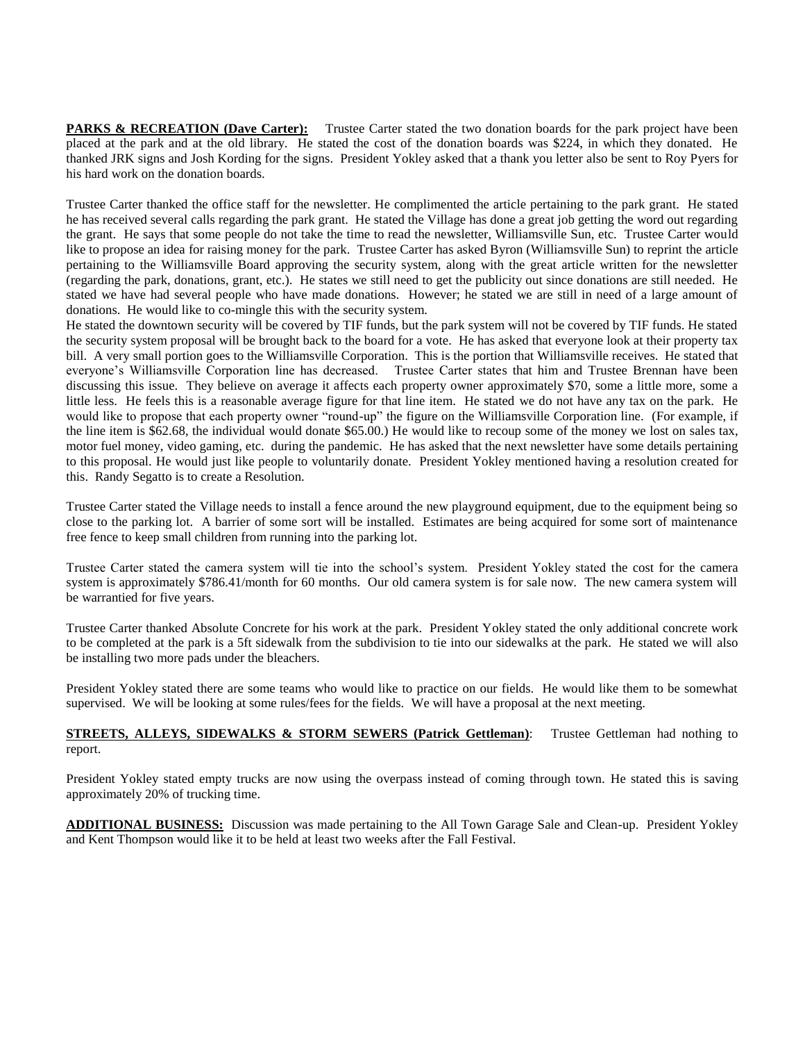**PARKS & RECREATION (Dave Carter):** Trustee Carter stated the two donation boards for the park project have been placed at the park and at the old library. He stated the cost of the donation boards was $224, in which they donated. He thanked JRK signs and Josh Kording for the signs. President Yokley asked that a thank you letter also be sent to Roy Pyers for his hard work on the donation boards.

Trustee Carter thanked the office staff for the newsletter. He complimented the article pertaining to the park grant. He stated he has received several calls regarding the park grant. He stated the Village has done a great job getting the word out regarding the grant. He says that some people do not take the time to read the newsletter, Williamsville Sun, etc. Trustee Carter would like to propose an idea for raising money for the park. Trustee Carter has asked Byron (Williamsville Sun) to reprint the article pertaining to the Williamsville Board approving the security system, along with the great article written for the newsletter (regarding the park, donations, grant, etc.). He states we still need to get the publicity out since donations are still needed. He stated we have had several people who have made donations. However; he stated we are still in need of a large amount of donations. He would like to co-mingle this with the security system.
He stated the downtown security will be covered by TIF funds, but the park system will not be covered by TIF funds. He stated the security system proposal will be brought back to the board for a vote. He has asked that everyone look at their property tax bill. A very small portion goes to the Williamsville Corporation. This is the portion that Williamsville receives. He stated that everyone's Williamsville Corporation line has decreased. Trustee Carter states that him and Trustee Brennan have been discussing this issue. They believe on average it affects each property owner approximately $70, some a little more, some a little less. He feels this is a reasonable average figure for that line item. He stated we do not have any tax on the park. He would like to propose that each property owner "round-up" the figure on the Williamsville Corporation line. (For example, if the line item is $62.68, the individual would donate $65.00.) He would like to recoup some of the money we lost on sales tax, motor fuel money, video gaming, etc. during the pandemic. He has asked that the next newsletter have some details pertaining to this proposal. He would just like people to voluntarily donate. President Yokley mentioned having a resolution created for this. Randy Segatto is to create a Resolution.

Trustee Carter stated the Village needs to install a fence around the new playground equipment, due to the equipment being so close to the parking lot. A barrier of some sort will be installed. Estimates are being acquired for some sort of maintenance free fence to keep small children from running into the parking lot.

Trustee Carter stated the camera system will tie into the school's system. President Yokley stated the cost for the camera system is approximately $786.41/month for 60 months. Our old camera system is for sale now. The new camera system will be warrantied for five years.

Trustee Carter thanked Absolute Concrete for his work at the park. President Yokley stated the only additional concrete work to be completed at the park is a 5ft sidewalk from the subdivision to tie into our sidewalks at the park. He stated we will also be installing two more pads under the bleachers.

President Yokley stated there are some teams who would like to practice on our fields. He would like them to be somewhat supervised. We will be looking at some rules/fees for the fields. We will have a proposal at the next meeting.

**STREETS, ALLEYS, SIDEWALKS & STORM SEWERS (Patrick Gettleman)**: Trustee Gettleman had nothing to report.

President Yokley stated empty trucks are now using the overpass instead of coming through town. He stated this is saving approximately 20% of trucking time.

**ADDITIONAL BUSINESS:** Discussion was made pertaining to the All Town Garage Sale and Clean-up. President Yokley and Kent Thompson would like it to be held at least two weeks after the Fall Festival.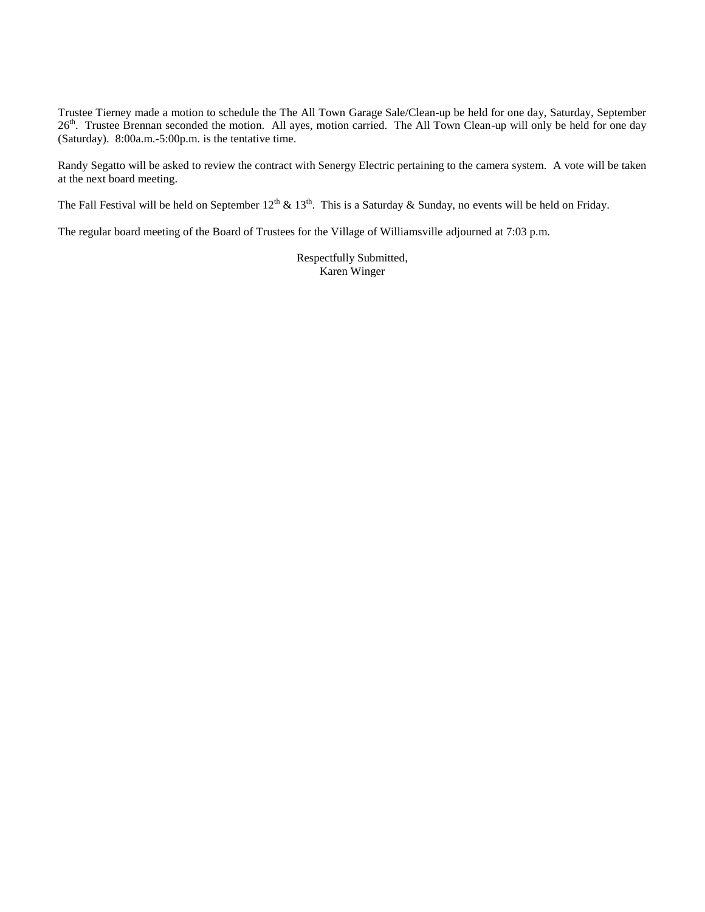Trustee Tierney made a motion to schedule the The All Town Garage Sale/Clean-up be held for one day, Saturday, September 26th. Trustee Brennan seconded the motion. All ayes, motion carried. The All Town Clean-up will only be held for one day (Saturday). 8:00a.m.-5:00p.m. is the tentative time.

Randy Segatto will be asked to review the contract with Senergy Electric pertaining to the camera system. A vote will be taken at the next board meeting.

The Fall Festival will be held on September 12th & 13th. This is a Saturday & Sunday, no events will be held on Friday.

The regular board meeting of the Board of Trustees for the Village of Williamsville adjourned at 7:03 p.m.

Respectfully Submitted,
Karen Winger